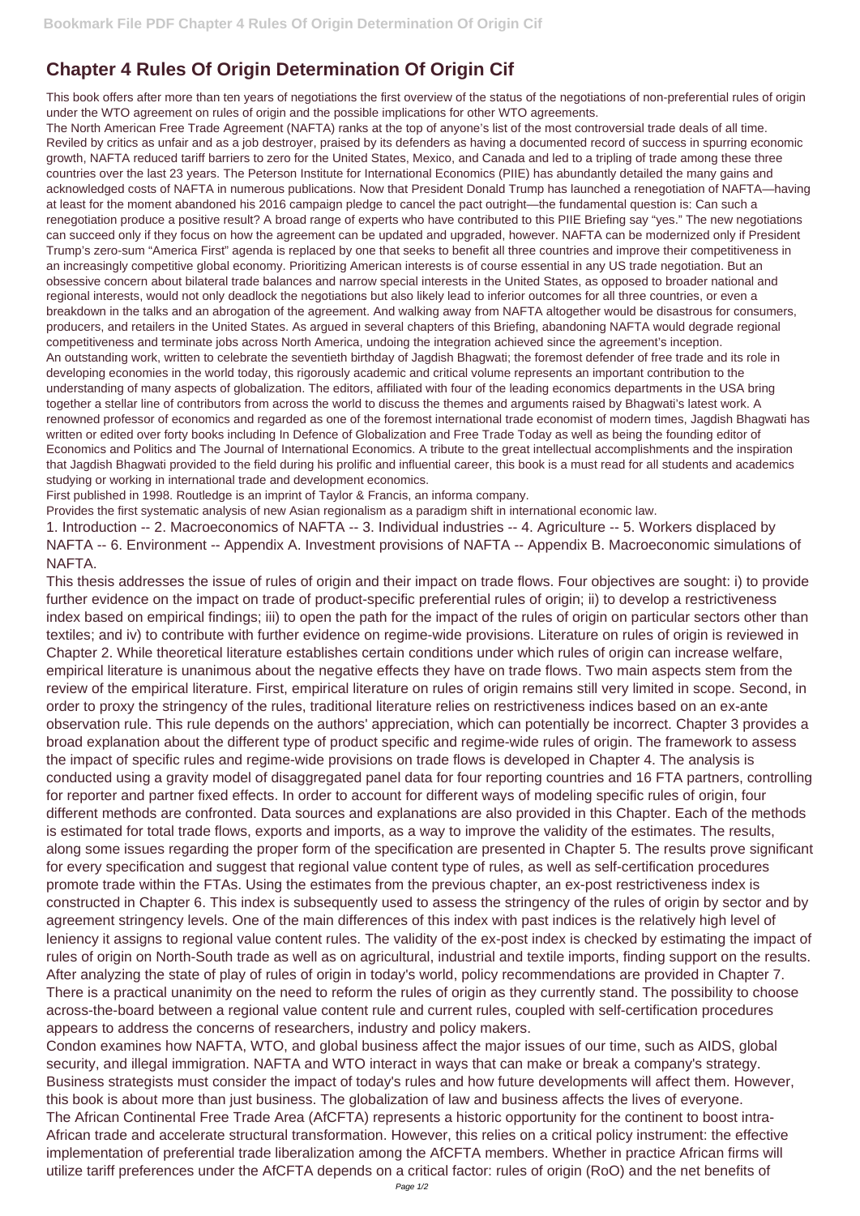# Chapter 4 Rules Of Origin Determination Of Origin Cif

This book offers after more than ten years of negotiations the first overview of the status of the negotiations of non-preferential rules of origin under the WTO agreement on rules of origin and the possible implications for other WTO agreements.

The North American Free Trade Agreement (NAFTA) ranks at the top of anyone's list of the most controversial trade deals of all time. Reviled by critics as unfair and as a job destroyer, praised by its defenders as having a documented record of success in spurring economic growth, NAFTA reduced tariff barriers to zero for the United States, Mexico, and Canada and led to a tripling of trade among these three countries over the last 23 years. The Peterson Institute for International Economics (PIIE) has abundantly detailed the many gains and acknowledged costs of NAFTA in numerous publications. Now that President Donald Trump has launched a renegotiation of NAFTA—having at least for the moment abandoned his 2016 campaign pledge to cancel the pact outright—the fundamental question is: Can such a renegotiation produce a positive result? A broad range of experts who have contributed to this PIIE Briefing say "yes." The new negotiations can succeed only if they focus on how the agreement can be updated and upgraded, however. NAFTA can be modernized only if President Trump's zero-sum "America First" agenda is replaced by one that seeks to benefit all three countries and improve their competitiveness in an increasingly competitive global economy. Prioritizing American interests is of course essential in any US trade negotiation. But an obsessive concern about bilateral trade balances and narrow special interests in the United States, as opposed to broader national and regional interests, would not only deadlock the negotiations but also likely lead to inferior outcomes for all three countries, or even a breakdown in the talks and an abrogation of the agreement. And walking away from NAFTA altogether would be disastrous for consumers, producers, and retailers in the United States. As argued in several chapters of this Briefing, abandoning NAFTA would degrade regional competitiveness and terminate jobs across North America, undoing the integration achieved since the agreement's inception.

An outstanding work, written to celebrate the seventieth birthday of Jagdish Bhagwati; the foremost defender of free trade and its role in developing economies in the world today, this rigorously academic and critical volume represents an important contribution to the understanding of many aspects of globalization. The editors, affiliated with four of the leading economics departments in the USA bring together a stellar line of contributors from across the world to discuss the themes and arguments raised by Bhagwati's latest work. A renowned professor of economics and regarded as one of the foremost international trade economist of modern times, Jagdish Bhagwati has written or edited over forty books including In Defence of Globalization and Free Trade Today as well as being the founding editor of Economics and Politics and The Journal of International Economics. A tribute to the great intellectual accomplishments and the inspiration that Jagdish Bhagwati provided to the field during his prolific and influential career, this book is a must read for all students and academics studying or working in international trade and development economics.

First published in 1998. Routledge is an imprint of Taylor & Francis, an informa company.

Provides the first systematic analysis of new Asian regionalism as a paradigm shift in international economic law.

1. Introduction -- 2. Macroeconomics of NAFTA -- 3. Individual industries -- 4. Agriculture -- 5. Workers displaced by NAFTA -- 6. Environment -- Appendix A. Investment provisions of NAFTA -- Appendix B. Macroeconomic simulations of NAFTA.

This thesis addresses the issue of rules of origin and their impact on trade flows. Four objectives are sought: i) to provide further evidence on the impact on trade of product-specific preferential rules of origin; ii) to develop a restrictiveness index based on empirical findings; iii) to open the path for the impact of the rules of origin on particular sectors other than textiles; and iv) to contribute with further evidence on regime-wide provisions. Literature on rules of origin is reviewed in Chapter 2. While theoretical literature establishes certain conditions under which rules of origin can increase welfare, empirical literature is unanimous about the negative effects they have on trade flows. Two main aspects stem from the review of the empirical literature. First, empirical literature on rules of origin remains still very limited in scope. Second, in order to proxy the stringency of the rules, traditional literature relies on restrictiveness indices based on an ex-ante observation rule. This rule depends on the authors' appreciation, which can potentially be incorrect. Chapter 3 provides a broad explanation about the different type of product specific and regime-wide rules of origin. The framework to assess the impact of specific rules and regime-wide provisions on trade flows is developed in Chapter 4. The analysis is conducted using a gravity model of disaggregated panel data for four reporting countries and 16 FTA partners, controlling for reporter and partner fixed effects. In order to account for different ways of modeling specific rules of origin, four different methods are confronted. Data sources and explanations are also provided in this Chapter. Each of the methods is estimated for total trade flows, exports and imports, as a way to improve the validity of the estimates. The results, along some issues regarding the proper form of the specification are presented in Chapter 5. The results prove significant for every specification and suggest that regional value content type of rules, as well as self-certification procedures promote trade within the FTAs. Using the estimates from the previous chapter, an ex-post restrictiveness index is constructed in Chapter 6. This index is subsequently used to assess the stringency of the rules of origin by sector and by agreement stringency levels. One of the main differences of this index with past indices is the relatively high level of leniency it assigns to regional value content rules. The validity of the ex-post index is checked by estimating the impact of rules of origin on North-South trade as well as on agricultural, industrial and textile imports, finding support on the results. After analyzing the state of play of rules of origin in today's world, policy recommendations are provided in Chapter 7. There is a practical unanimity on the need to reform the rules of origin as they currently stand. The possibility to choose across-the-board between a regional value content rule and current rules, coupled with self-certification procedures appears to address the concerns of researchers, industry and policy makers.

Condon examines how NAFTA, WTO, and global business affect the major issues of our time, such as AIDS, global security, and illegal immigration. NAFTA and WTO interact in ways that can make or break a company's strategy. Business strategists must consider the impact of today's rules and how future developments will affect them. However, this book is about more than just business. The globalization of law and business affects the lives of everyone.

The African Continental Free Trade Area (AfCFTA) represents a historic opportunity for the continent to boost intra-African trade and accelerate structural transformation. However, this relies on a critical policy instrument: the effective implementation of preferential trade liberalization among the AfCFTA members. Whether in practice African firms will utilize tariff preferences under the AfCFTA depends on a critical factor: rules of origin (RoO) and the net benefits of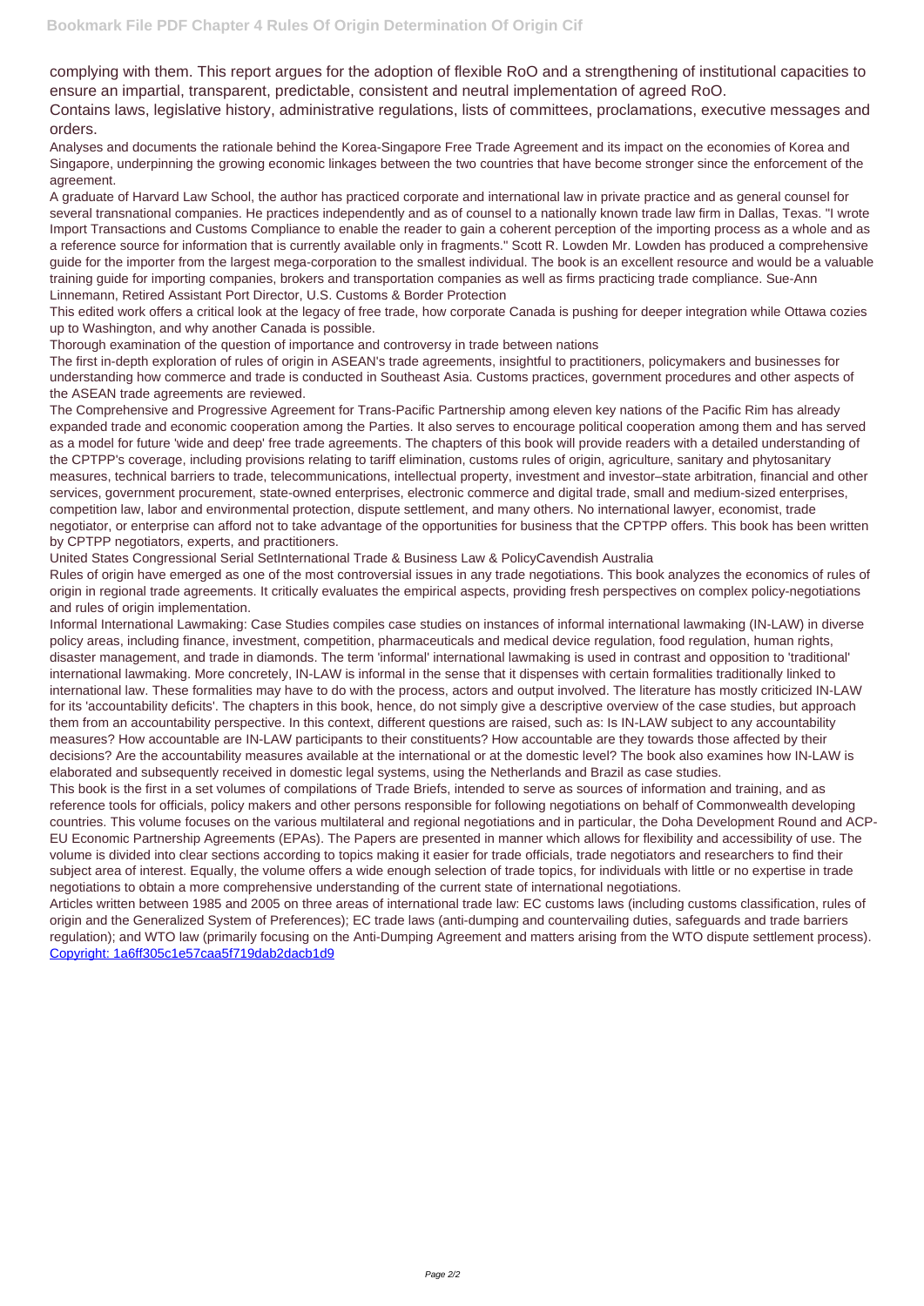complying with them. This report argues for the adoption of flexible RoO and a strengthening of institutional capacities to ensure an impartial, transparent, predictable, consistent and neutral implementation of agreed RoO.

Contains laws, legislative history, administrative regulations, lists of committees, proclamations, executive messages and orders.

Analyses and documents the rationale behind the Korea-Singapore Free Trade Agreement and its impact on the economies of Korea and Singapore, underpinning the growing economic linkages between the two countries that have become stronger since the enforcement of the agreement.

A graduate of Harvard Law School, the author has practiced corporate and international law in private practice and as general counsel for several transnational companies. He practices independently and as of counsel to a nationally known trade law firm in Dallas, Texas. "I wrote Import Transactions and Customs Compliance to enable the reader to gain a coherent perception of the importing process as a whole and as a reference source for information that is currently available only in fragments." Scott R. Lowden Mr. Lowden has produced a comprehensive guide for the importer from the largest mega-corporation to the smallest individual. The book is an excellent resource and would be a valuable training guide for importing companies, brokers and transportation companies as well as firms practicing trade compliance. Sue-Ann Linnemann, Retired Assistant Port Director, U.S. Customs & Border Protection

This edited work offers a critical look at the legacy of free trade, how corporate Canada is pushing for deeper integration while Ottawa cozies up to Washington, and why another Canada is possible.

Thorough examination of the question of importance and controversy in trade between nations

The first in-depth exploration of rules of origin in ASEAN's trade agreements, insightful to practitioners, policymakers and businesses for understanding how commerce and trade is conducted in Southeast Asia. Customs practices, government procedures and other aspects of the ASEAN trade agreements are reviewed.

The Comprehensive and Progressive Agreement for Trans-Pacific Partnership among eleven key nations of the Pacific Rim has already expanded trade and economic cooperation among the Parties. It also serves to encourage political cooperation among them and has served as a model for future 'wide and deep' free trade agreements. The chapters of this book will provide readers with a detailed understanding of the CPTPP's coverage, including provisions relating to tariff elimination, customs rules of origin, agriculture, sanitary and phytosanitary measures, technical barriers to trade, telecommunications, intellectual property, investment and investor–state arbitration, financial and other services, government procurement, state-owned enterprises, electronic commerce and digital trade, small and medium-sized enterprises, competition law, labor and environmental protection, dispute settlement, and many others. No international lawyer, economist, trade negotiator, or enterprise can afford not to take advantage of the opportunities for business that the CPTPP offers. This book has been written by CPTPP negotiators, experts, and practitioners.

United States Congressional Serial SetInternational Trade & Business Law & PolicyCavendish Australia

Rules of origin have emerged as one of the most controversial issues in any trade negotiations. This book analyzes the economics of rules of origin in regional trade agreements. It critically evaluates the empirical aspects, providing fresh perspectives on complex policy-negotiations and rules of origin implementation.

Informal International Lawmaking: Case Studies compiles case studies on instances of informal international lawmaking (IN-LAW) in diverse policy areas, including finance, investment, competition, pharmaceuticals and medical device regulation, food regulation, human rights, disaster management, and trade in diamonds. The term 'informal' international lawmaking is used in contrast and opposition to 'traditional' international lawmaking. More concretely, IN-LAW is informal in the sense that it dispenses with certain formalities traditionally linked to international law. These formalities may have to do with the process, actors and output involved. The literature has mostly criticized IN-LAW for its 'accountability deficits'. The chapters in this book, hence, do not simply give a descriptive overview of the case studies, but approach them from an accountability perspective. In this context, different questions are raised, such as: Is IN-LAW subject to any accountability measures? How accountable are IN-LAW participants to their constituents? How accountable are they towards those affected by their decisions? Are the accountability measures available at the international or at the domestic level? The book also examines how IN-LAW is elaborated and subsequently received in domestic legal systems, using the Netherlands and Brazil as case studies.

This book is the first in a set volumes of compilations of Trade Briefs, intended to serve as sources of information and training, and as reference tools for officials, policy makers and other persons responsible for following negotiations on behalf of Commonwealth developing countries. This volume focuses on the various multilateral and regional negotiations and in particular, the Doha Development Round and ACP-EU Economic Partnership Agreements (EPAs). The Papers are presented in manner which allows for flexibility and accessibility of use. The volume is divided into clear sections according to topics making it easier for trade officials, trade negotiators and researchers to find their subject area of interest. Equally, the volume offers a wide enough selection of trade topics, for individuals with little or no expertise in trade negotiations to obtain a more comprehensive understanding of the current state of international negotiations.

Articles written between 1985 and 2005 on three areas of international trade law: EC customs laws (including customs classification, rules of origin and the Generalized System of Preferences); EC trade laws (anti-dumping and countervailing duties, safeguards and trade barriers regulation); and WTO law (primarily focusing on the Anti-Dumping Agreement and matters arising from the WTO dispute settlement process).

Copyright: 1a6ff305c1e57caa5f719dab2dacb1d9